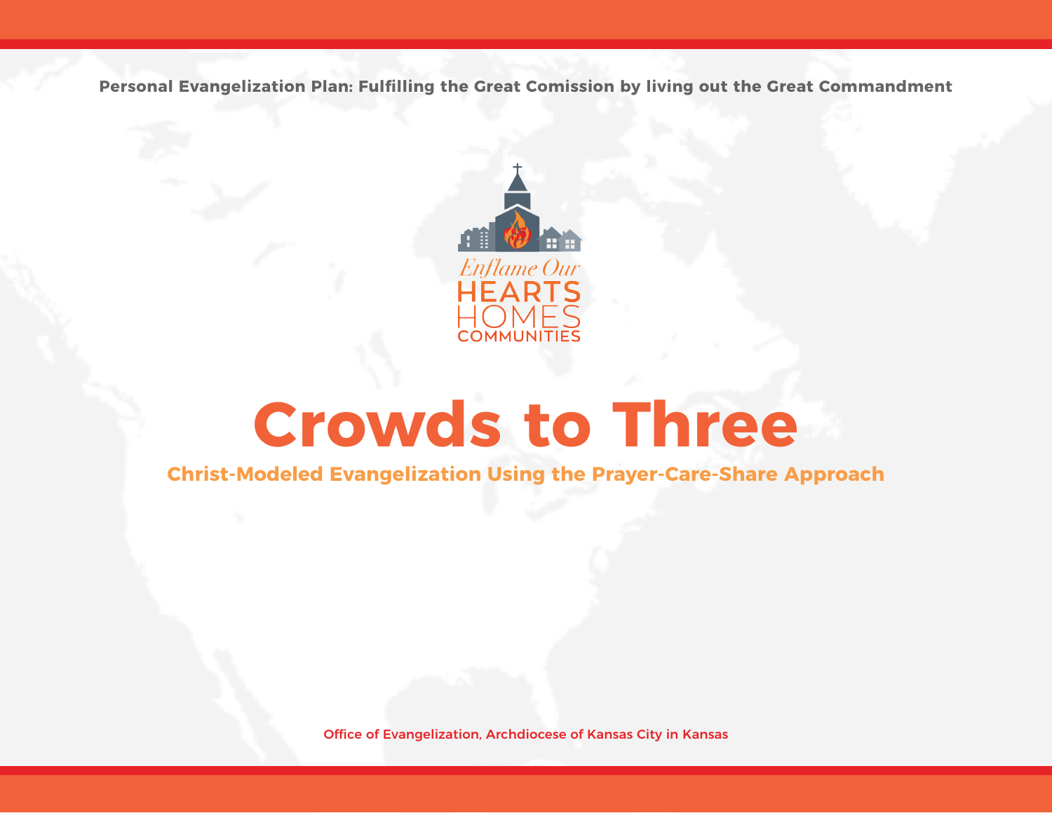Personal Evangelization Plan: Fulfilling the Great Comission by living out the Great Commandment

Enflame Our HEARTS HOMES COMMUNITIES

# Crowds to Three

## Christ-Modeled Evangelization Using the Prayer-Care-Share Approach

Office of Evangelization, Archdiocese of Kansas City in Kansas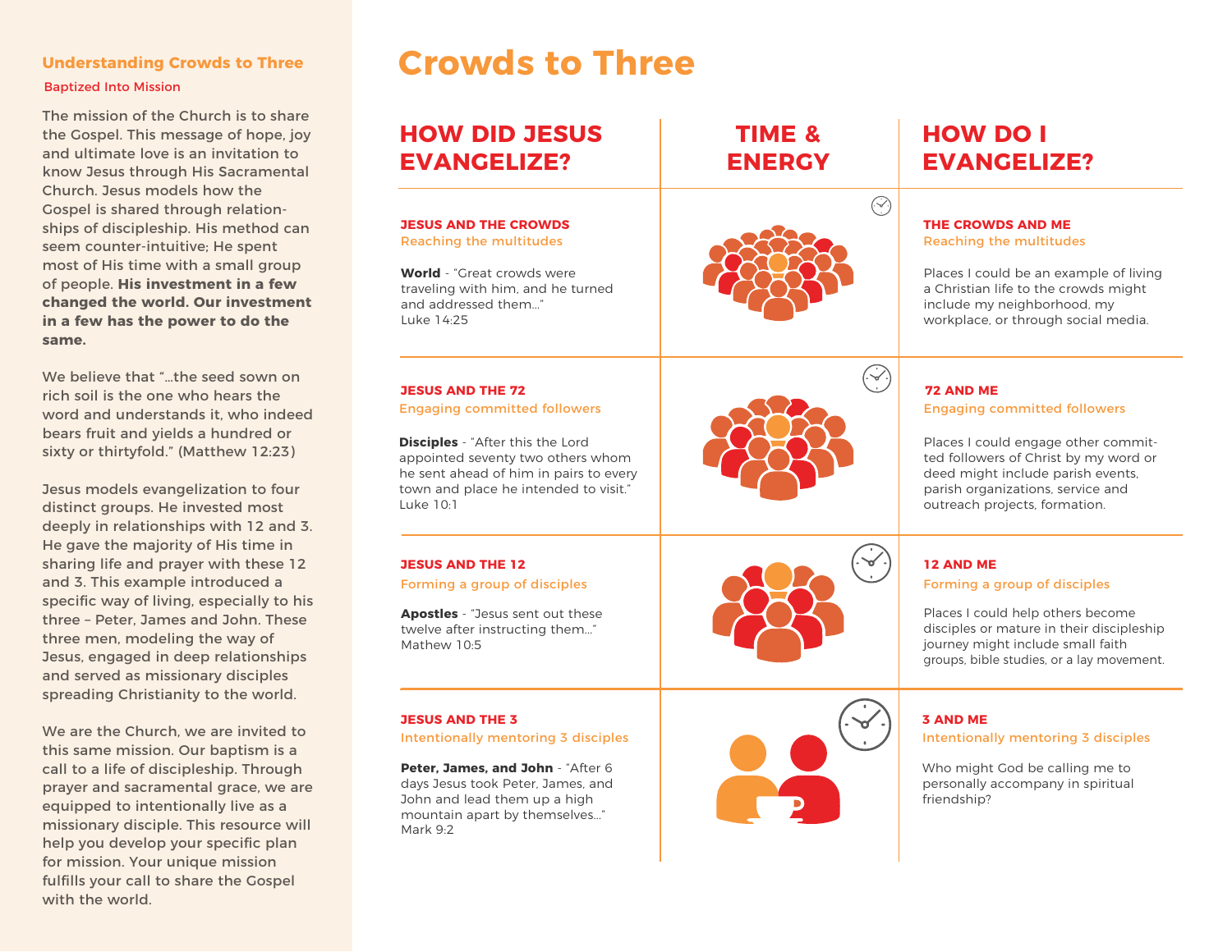## Understanding Crowds to Three

Baptized Into Mission

The mission of the Church is to share the Gospel. This message of hope, joy and ultimate love is an invitation to know Jesus through His Sacramental Church. Jesus models how the Gospel is shared through relationships of discipleship. His method can seem counter-intuitive; He spent most of His time with a small group of people. **His investment in a few changed the world. Our investment in a few has the power to do the same.**

We believe that "...the seed sown on rich soil is the one who hears the word and understands it, who indeed bears fruit and yields a hundred or sixty or thirtyfold." (Matthew 12:23)

Jesus models evangelization to four distinct groups. He invested most deeply in relationships with 12 and 3. He gave the majority of His time in sharing life and prayer with these 12 and 3. This example introduced a specific way of living, especially to his three – Peter, James and John. These three men, modeling the way of Jesus, engaged in deep relationships and served as missionary disciples spreading Christianity to the world.

We are the Church, we are invited to this same mission. Our baptism is a call to a life of discipleship. Through prayer and sacramental grace, we are equipped to intentionally live as a missionary disciple. This resource will help you develop your specific plan for mission. Your unique mission fulfills your call to share the Gospel with the world.

# Crowds to Three

| HOW DID JESUS EVANGELIZE? | TIME & ENERGY | HOW DO I EVANGELIZE? |
|---|---|---|
| **JESUS AND THE CROWDS**<br>Reaching the multitudes<br><br>**World** - "Great crowds were traveling with him, and he turned and addressed them..." Luke 14:25 | | **THE CROWDS AND ME**<br>Reaching the multitudes<br><br>Places I could be an example of living a Christian life to the crowds might include my neighborhood, my workplace, or through social media. |
| **JESUS AND THE 72**<br>Engaging committed followers<br><br>**Disciples** - "After this the Lord appointed seventy two others whom he sent ahead of him in pairs to every town and place he intended to visit." Luke 10:1 | | **72 AND ME**<br>Engaging committed followers<br><br>Places I could engage other committed followers of Christ by my word or deed might include parish events, parish organizations, service and outreach projects, formation. |
| **JESUS AND THE 12**<br>Forming a group of disciples<br><br>**Apostles** - "Jesus sent out these twelve after instructing them..." Mathew 10:5 | | **12 AND ME**<br>Forming a group of disciples<br><br>Places I could help others become disciples or mature in their discipleship journey might include small faith groups, bible studies, or a lay movement. |
| **JESUS AND THE 3**<br>Intentionally mentoring 3 disciples<br><br>**Peter, James, and John** - "After 6 days Jesus took Peter, James, and John and lead them up a high mountain apart by themselves..." Mark 9:2 | | **3 AND ME**<br>Intentionally mentoring 3 disciples<br><br>Who might God be calling me to personally accompany in spiritual friendship? |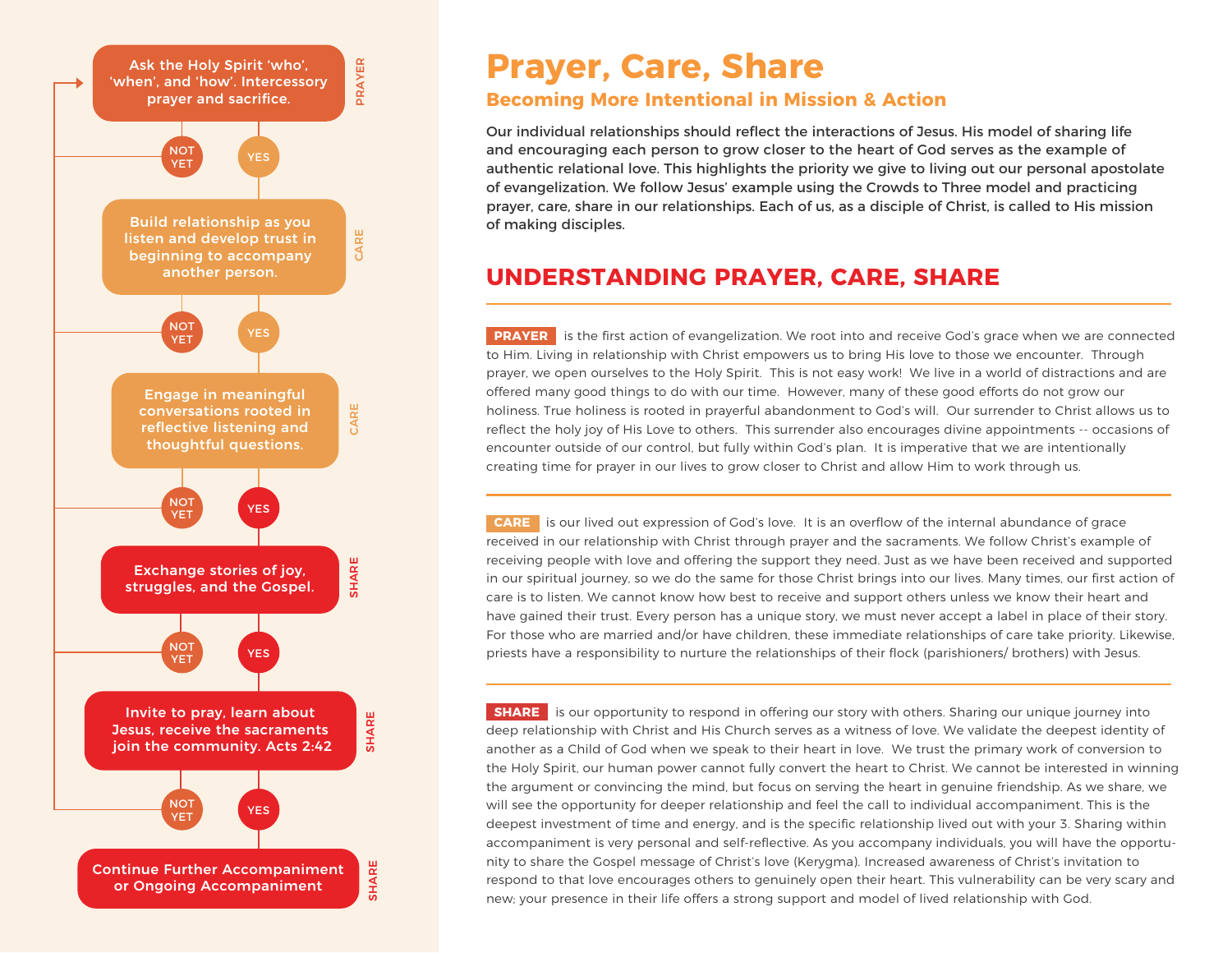Ask the Holy Spirit 'who', 'when', and 'how'. Intercessory prayer and sacrifice. — PRAYER

NOT YET | YES

Build relationship as you listen and develop trust in beginning to accompany another person. — CARE

NOT YET | YES

Engage in meaningful conversations rooted in reflective listening and thoughtful questions. — CARE

NOT YET | YES

Exchange stories of joy, struggles, and the Gospel. — SHARE

NOT YET | YES

Invite to pray, learn about Jesus, receive the sacraments join the community. Acts 2:42 — SHARE

NOT YET | YES

Continue Further Accompaniment or Ongoing Accompaniment — SHARE

# Prayer, Care, Share

## Becoming More Intentional in Mission & Action

**Our individual relationships should reflect the interactions of Jesus. His model of sharing life and encouraging each person to grow closer to the heart of God serves as the example of authentic relational love. This highlights the priority we give to living out our personal apostolate of evangelization. We follow Jesus' example using the Crowds to Three model and practicing prayer, care, share in our relationships. Each of us, as a disciple of Christ, is called to His mission of making disciples.**

## UNDERSTANDING PRAYER, CARE, SHARE

**PRAYER** is the first action of evangelization. We root into and receive God's grace when we are connected to Him. Living in relationship with Christ empowers us to bring His love to those we encounter. Through prayer, we open ourselves to the Holy Spirit. This is not easy work! We live in a world of distractions and are offered many good things to do with our time. However, many of these good efforts do not grow our holiness. True holiness is rooted in prayerful abandonment to God's will. Our surrender to Christ allows us to reflect the holy joy of His Love to others. This surrender also encourages divine appointments -- occasions of encounter outside of our control, but fully within God's plan. It is imperative that we are intentionally creating time for prayer in our lives to grow closer to Christ and allow Him to work through us.

**CARE** is our lived out expression of God's love. It is an overflow of the internal abundance of grace received in our relationship with Christ through prayer and the sacraments. We follow Christ's example of receiving people with love and offering the support they need. Just as we have been received and supported in our spiritual journey, so we do the same for those Christ brings into our lives. Many times, our first action of care is to listen. We cannot know how best to receive and support others unless we know their heart and have gained their trust. Every person has a unique story, we must never accept a label in place of their story. For those who are married and/or have children, these immediate relationships of care take priority. Likewise, priests have a responsibility to nurture the relationships of their flock (parishioners/ brothers) with Jesus.

**SHARE** is our opportunity to respond in offering our story with others. Sharing our unique journey into deep relationship with Christ and His Church serves as a witness of love. We validate the deepest identity of another as a Child of God when we speak to their heart in love. We trust the primary work of conversion to the Holy Spirit, our human power cannot fully convert the heart to Christ. We cannot be interested in winning the argument or convincing the mind, but focus on serving the heart in genuine friendship. As we share, we will see the opportunity for deeper relationship and feel the call to individual accompaniment. This is the deepest investment of time and energy, and is the specific relationship lived out with your 3. Sharing within accompaniment is very personal and self-reflective. As you accompany individuals, you will have the opportunity to share the Gospel message of Christ's love (Kerygma). Increased awareness of Christ's invitation to respond to that love encourages others to genuinely open their heart. This vulnerability can be very scary and new; your presence in their life offers a strong support and model of lived relationship with God.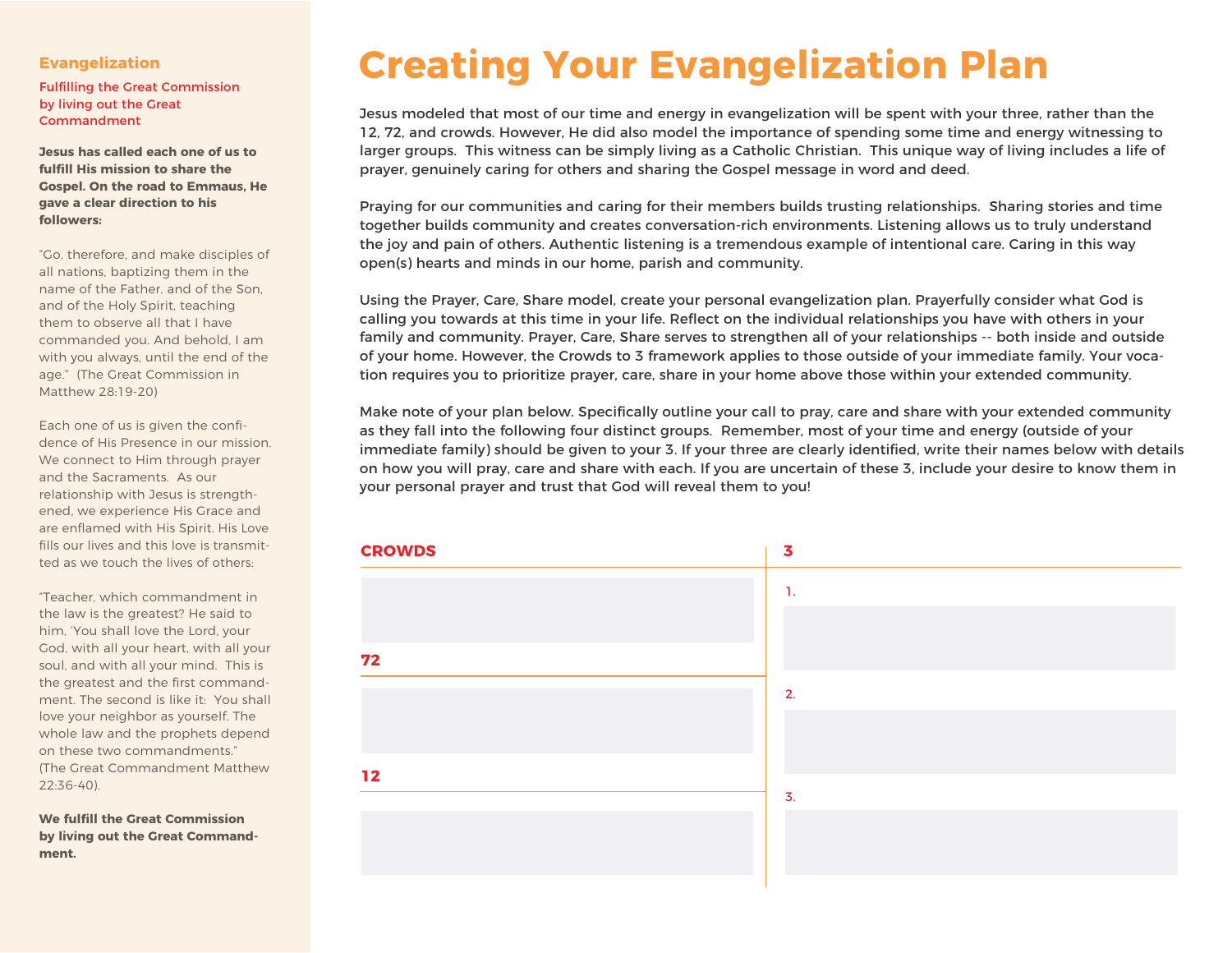# Creating Your Evangelization Plan

Jesus modeled that most of our time and energy in evangelization will be spent with your three, rather than the 12, 72, and crowds. However, He did also model the importance of spending some time and energy witnessing to larger groups. This witness can be simply living as a Catholic Christian. This unique way of living includes a life of prayer, genuinely caring for others and sharing the Gospel message in word and deed.

Praying for our communities and caring for their members builds trusting relationships. Sharing stories and time together builds community and creates conversation-rich environments. Listening allows us to truly understand the joy and pain of others. Authentic listening is a tremendous example of intentional care. Caring in this way open(s) hearts and minds in our home, parish and community.

Using the Prayer, Care, Share model, create your personal evangelization plan. Prayerfully consider what God is calling you towards at this time in your life. Reflect on the individual relationships you have with others in your family and community. Prayer, Care, Share serves to strengthen all of your relationships -- both inside and outside of your home. However, the Crowds to 3 framework applies to those outside of your immediate family. Your vocation requires you to prioritize prayer, care, share in your home above those within your extended community.

Make note of your plan below. Specifically outline your call to pray, care and share with your extended community as they fall into the following four distinct groups. Remember, most of your time and energy (outside of your immediate family) should be given to your 3. If your three are clearly identified, write their names below with details on how you will pray, care and share with each. If you are uncertain of these 3, include your desire to know them in your personal prayer and trust that God will reveal them to you!

**CROWDS**

**72**

**12**

**3**

1.

2.

3.

## Evangelization

Fulfilling the Great Commission by living out the Great Commandment

**Jesus has called each one of us to fulfill His mission to share the Gospel. On the road to Emmaus, He gave a clear direction to his followers:**

"Go, therefore, and make disciples of all nations, baptizing them in the name of the Father, and of the Son, and of the Holy Spirit, teaching them to observe all that I have commanded you. And behold, I am with you always, until the end of the age." (The Great Commission in Matthew 28:19-20)

Each one of us is given the confidence of His Presence in our mission. We connect to Him through prayer and the Sacraments. As our relationship with Jesus is strengthened, we experience His Grace and are enflamed with His Spirit. His Love fills our lives and this love is transmitted as we touch the lives of others:

"Teacher, which commandment in the law is the greatest? He said to him, 'You shall love the Lord, your God, with all your heart, with all your soul, and with all your mind. This is the greatest and the first commandment. The second is like it: You shall love your neighbor as yourself. The whole law and the prophets depend on these two commandments." (The Great Commandment Matthew 22:36-40).

**We fulfill the Great Commission by living out the Great Commandment.**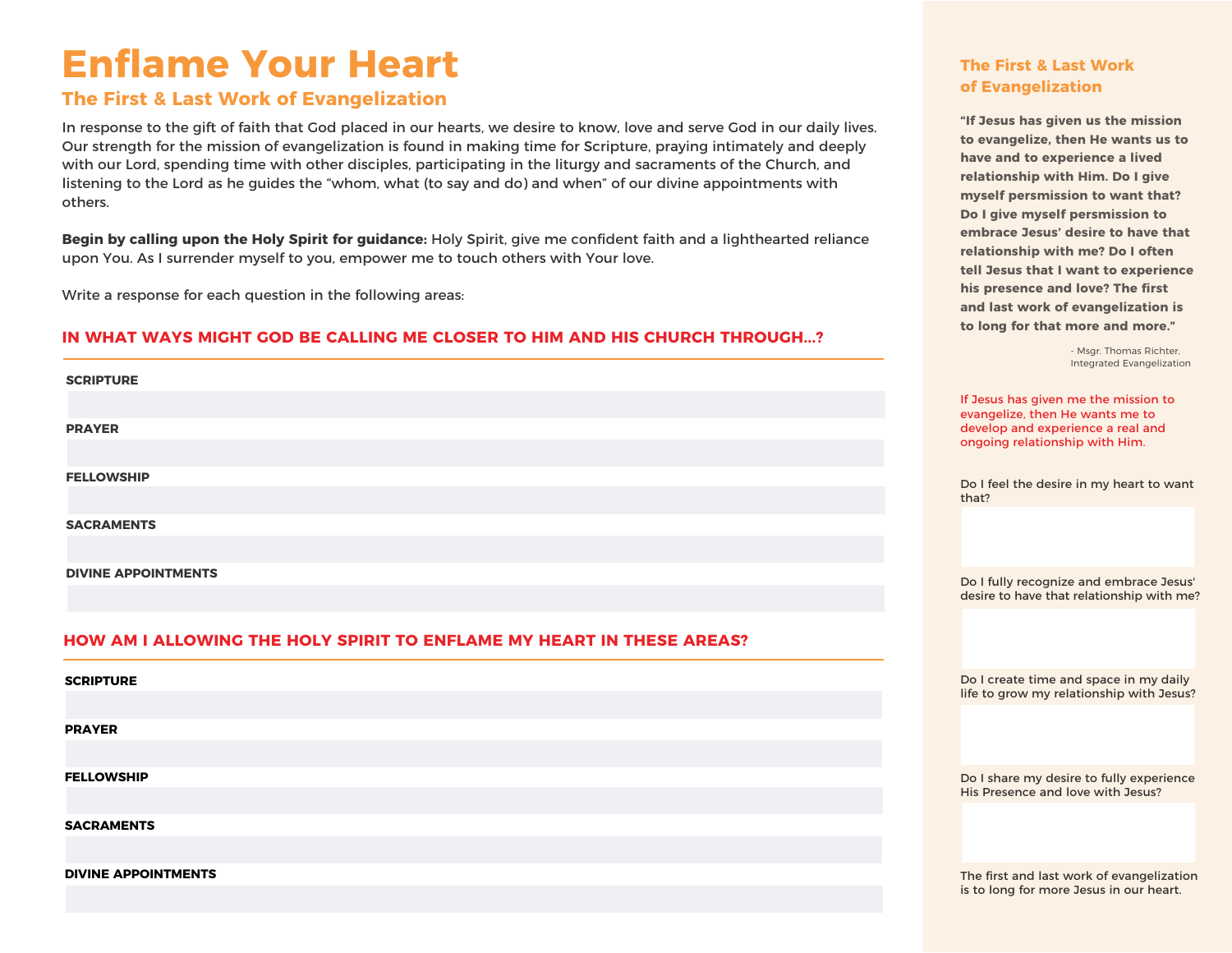# Enflame Your Heart

## The First & Last Work of Evangelization

In response to the gift of faith that God placed in our hearts, we desire to know, love and serve God in our daily lives. Our strength for the mission of evangelization is found in making time for Scripture, praying intimately and deeply with our Lord, spending time with other disciples, participating in the liturgy and sacraments of the Church, and listening to the Lord as he guides the "whom, what (to say and do) and when" of our divine appointments with others.

**Begin by calling upon the Holy Spirit for guidance:** Holy Spirit, give me confident faith and a lighthearted reliance upon You. As I surrender myself to you, empower me to touch others with Your love.

Write a response for each question in the following areas:

### IN WHAT WAYS MIGHT GOD BE CALLING ME CLOSER TO HIM AND HIS CHURCH THROUGH...?

**SCRIPTURE**

**PRAYER**

**FELLOWSHIP**

**SACRAMENTS**

**DIVINE APPOINTMENTS**

### HOW AM I ALLOWING THE HOLY SPIRIT TO ENFLAME MY HEART IN THESE AREAS?

**SCRIPTURE**

**PRAYER**

**FELLOWSHIP**

**SACRAMENTS**

**DIVINE APPOINTMENTS**

## The First & Last Work of Evangelization

**"If Jesus has given us the mission to evangelize, then He wants us to have and to experience a lived relationship with Him. Do I give myself persmission to want that? Do I give myself persmission to embrace Jesus' desire to have that relationship with me? Do I often tell Jesus that I want to experience his presence and love? The first and last work of evangelization is to long for that more and more."**

- Msgr. Thomas Richter, Integrated Evangelization

If Jesus has given me the mission to evangelize, then He wants me to develop and experience a real and ongoing relationship with Him.

Do I feel the desire in my heart to want that?

Do I fully recognize and embrace Jesus' desire to have that relationship with me?

Do I create time and space in my daily life to grow my relationship with Jesus?

Do I share my desire to fully experience His Presence and love with Jesus?

The first and last work of evangelization is to long for more Jesus in our heart.